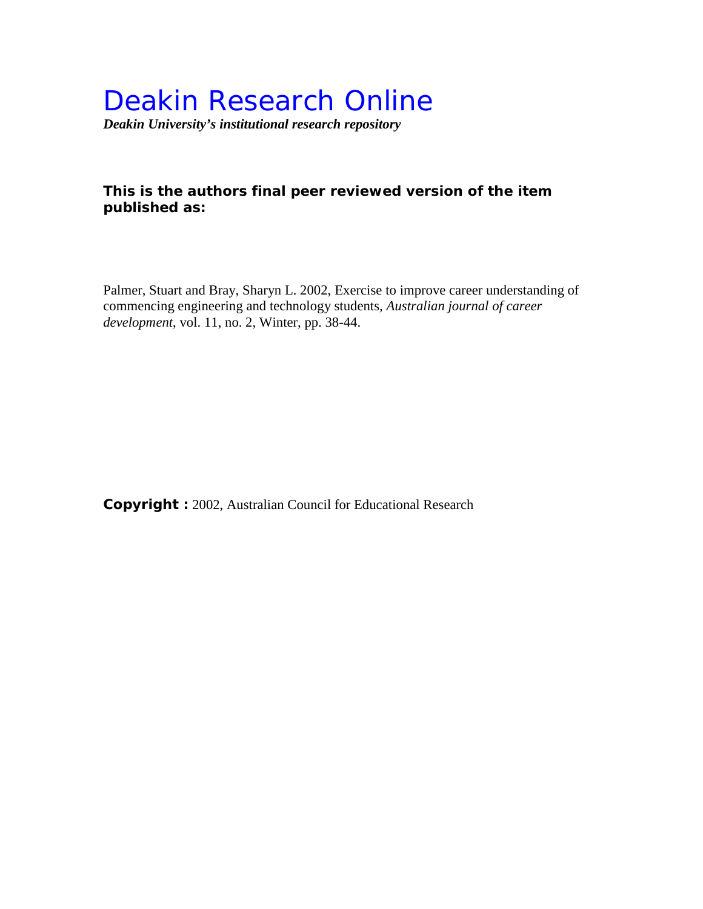# Deakin Research Online

***Deakin University's institutional research repository***

**This is the authors final peer reviewed version of the item published as:**

Palmer, Stuart and Bray, Sharyn L. 2002, Exercise to improve career understanding of commencing engineering and technology students, *Australian journal of career development*, vol. 11, no. 2, Winter, pp. 38-44.

**Copyright :** 2002, Australian Council for Educational Research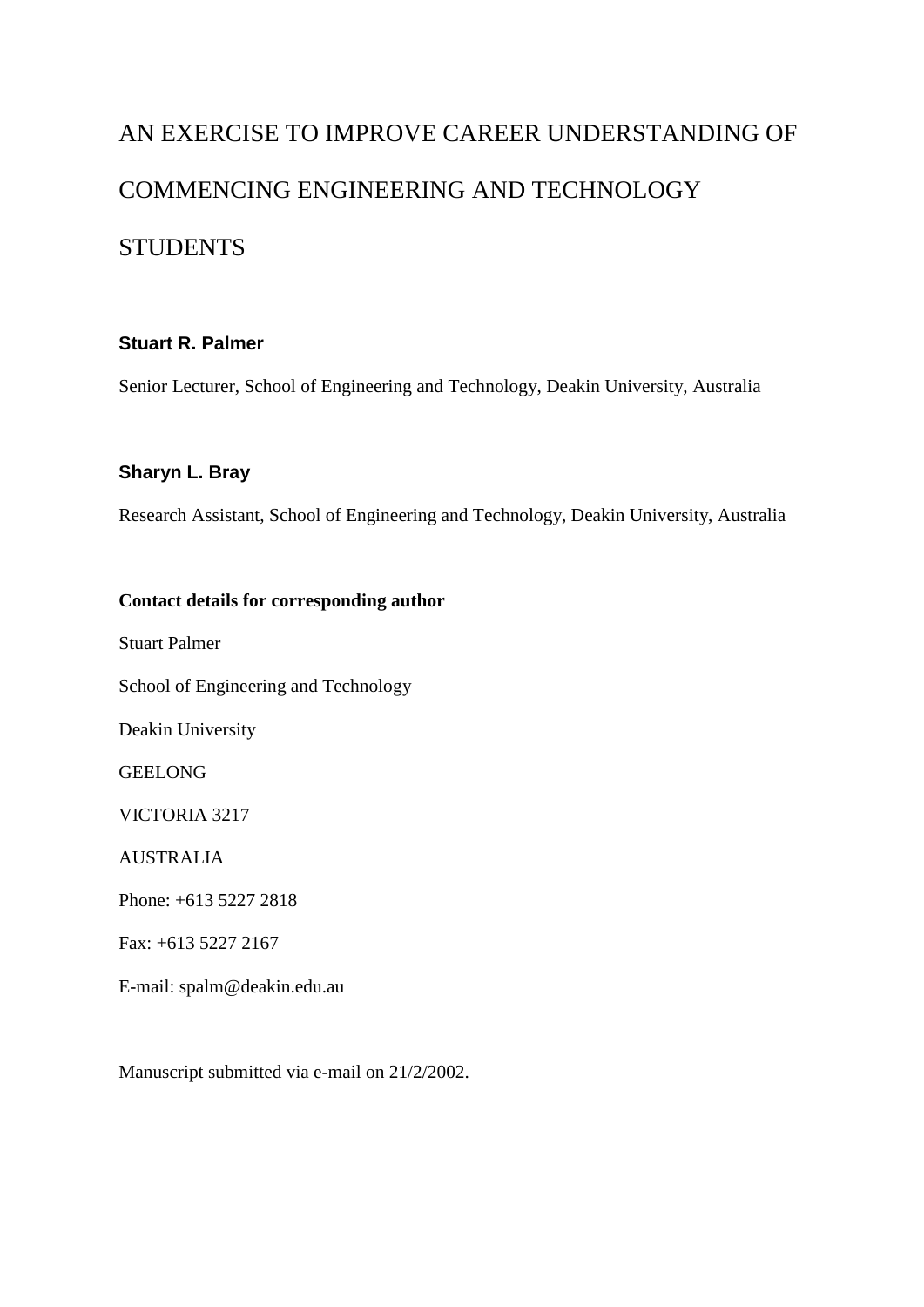# AN EXERCISE TO IMPROVE CAREER UNDERSTANDING OF COMMENCING ENGINEERING AND TECHNOLOGY STUDENTS

**Stuart R. Palmer**

Senior Lecturer, School of Engineering and Technology, Deakin University, Australia

**Sharyn L. Bray**

Research Assistant, School of Engineering and Technology, Deakin University, Australia

**Contact details for corresponding author**

Stuart Palmer

School of Engineering and Technology

Deakin University

GEELONG

VICTORIA 3217

AUSTRALIA

Phone: +613 5227 2818

Fax: +613 5227 2167

E-mail: spalm@deakin.edu.au

Manuscript submitted via e-mail on 21/2/2002.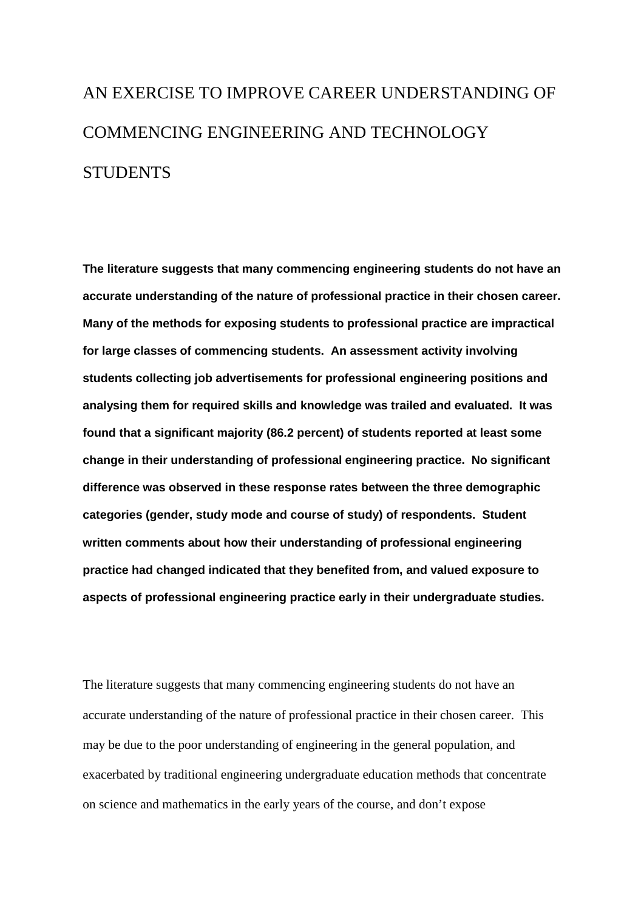# AN EXERCISE TO IMPROVE CAREER UNDERSTANDING OF COMMENCING ENGINEERING AND TECHNOLOGY STUDENTS

**The literature suggests that many commencing engineering students do not have an accurate understanding of the nature of professional practice in their chosen career. Many of the methods for exposing students to professional practice are impractical for large classes of commencing students. An assessment activity involving students collecting job advertisements for professional engineering positions and analysing them for required skills and knowledge was trailed and evaluated. It was found that a significant majority (86.2 percent) of students reported at least some change in their understanding of professional engineering practice. No significant difference was observed in these response rates between the three demographic categories (gender, study mode and course of study) of respondents. Student written comments about how their understanding of professional engineering practice had changed indicated that they benefited from, and valued exposure to aspects of professional engineering practice early in their undergraduate studies.**

The literature suggests that many commencing engineering students do not have an accurate understanding of the nature of professional practice in their chosen career. This may be due to the poor understanding of engineering in the general population, and exacerbated by traditional engineering undergraduate education methods that concentrate on science and mathematics in the early years of the course, and don't expose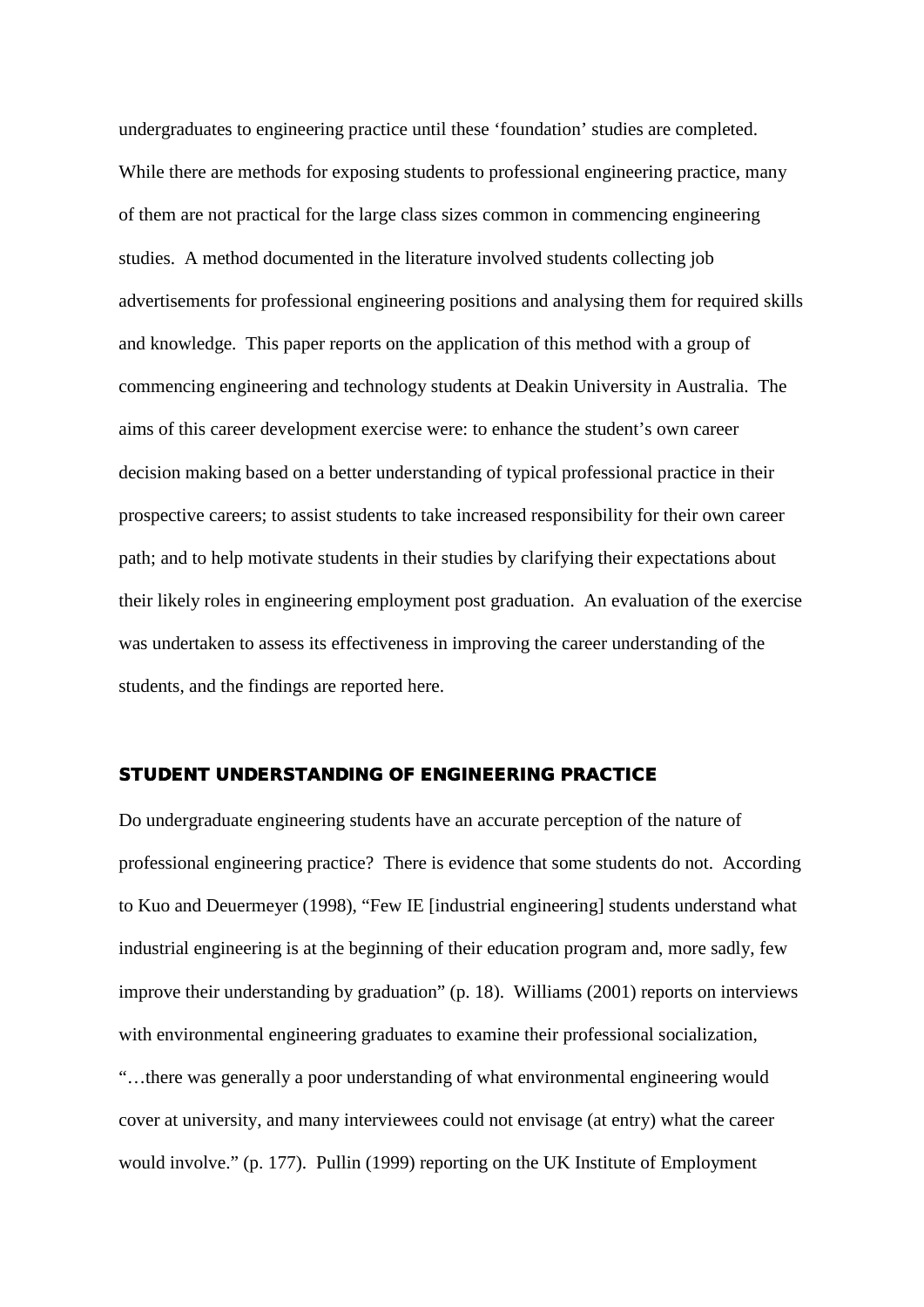undergraduates to engineering practice until these 'foundation' studies are completed. While there are methods for exposing students to professional engineering practice, many of them are not practical for the large class sizes common in commencing engineering studies. A method documented in the literature involved students collecting job advertisements for professional engineering positions and analysing them for required skills and knowledge. This paper reports on the application of this method with a group of commencing engineering and technology students at Deakin University in Australia. The aims of this career development exercise were: to enhance the student's own career decision making based on a better understanding of typical professional practice in their prospective careers; to assist students to take increased responsibility for their own career path; and to help motivate students in their studies by clarifying their expectations about their likely roles in engineering employment post graduation. An evaluation of the exercise was undertaken to assess its effectiveness in improving the career understanding of the students, and the findings are reported here.

## STUDENT UNDERSTANDING OF ENGINEERING PRACTICE

Do undergraduate engineering students have an accurate perception of the nature of professional engineering practice? There is evidence that some students do not. According to Kuo and Deuermeyer (1998), "Few IE [industrial engineering] students understand what industrial engineering is at the beginning of their education program and, more sadly, few improve their understanding by graduation" (p. 18). Williams (2001) reports on interviews with environmental engineering graduates to examine their professional socialization, "…there was generally a poor understanding of what environmental engineering would cover at university, and many interviewees could not envisage (at entry) what the career would involve." (p. 177). Pullin (1999) reporting on the UK Institute of Employment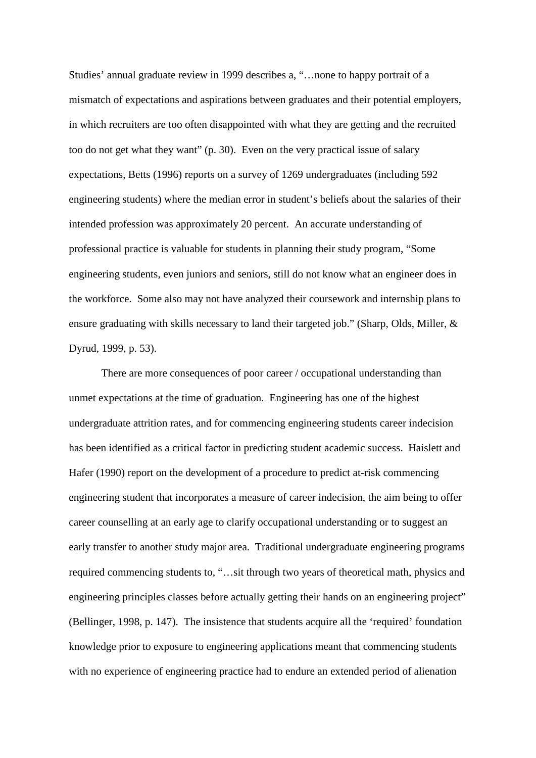Studies' annual graduate review in 1999 describes a, "…none to happy portrait of a mismatch of expectations and aspirations between graduates and their potential employers, in which recruiters are too often disappointed with what they are getting and the recruited too do not get what they want" (p. 30). Even on the very practical issue of salary expectations, Betts (1996) reports on a survey of 1269 undergraduates (including 592 engineering students) where the median error in student's beliefs about the salaries of their intended profession was approximately 20 percent. An accurate understanding of professional practice is valuable for students in planning their study program, "Some engineering students, even juniors and seniors, still do not know what an engineer does in the workforce. Some also may not have analyzed their coursework and internship plans to ensure graduating with skills necessary to land their targeted job." (Sharp, Olds, Miller, & Dyrud, 1999, p. 53).

There are more consequences of poor career / occupational understanding than unmet expectations at the time of graduation. Engineering has one of the highest undergraduate attrition rates, and for commencing engineering students career indecision has been identified as a critical factor in predicting student academic success. Haislett and Hafer (1990) report on the development of a procedure to predict at-risk commencing engineering student that incorporates a measure of career indecision, the aim being to offer career counselling at an early age to clarify occupational understanding or to suggest an early transfer to another study major area. Traditional undergraduate engineering programs required commencing students to, "…sit through two years of theoretical math, physics and engineering principles classes before actually getting their hands on an engineering project" (Bellinger, 1998, p. 147). The insistence that students acquire all the 'required' foundation knowledge prior to exposure to engineering applications meant that commencing students with no experience of engineering practice had to endure an extended period of alienation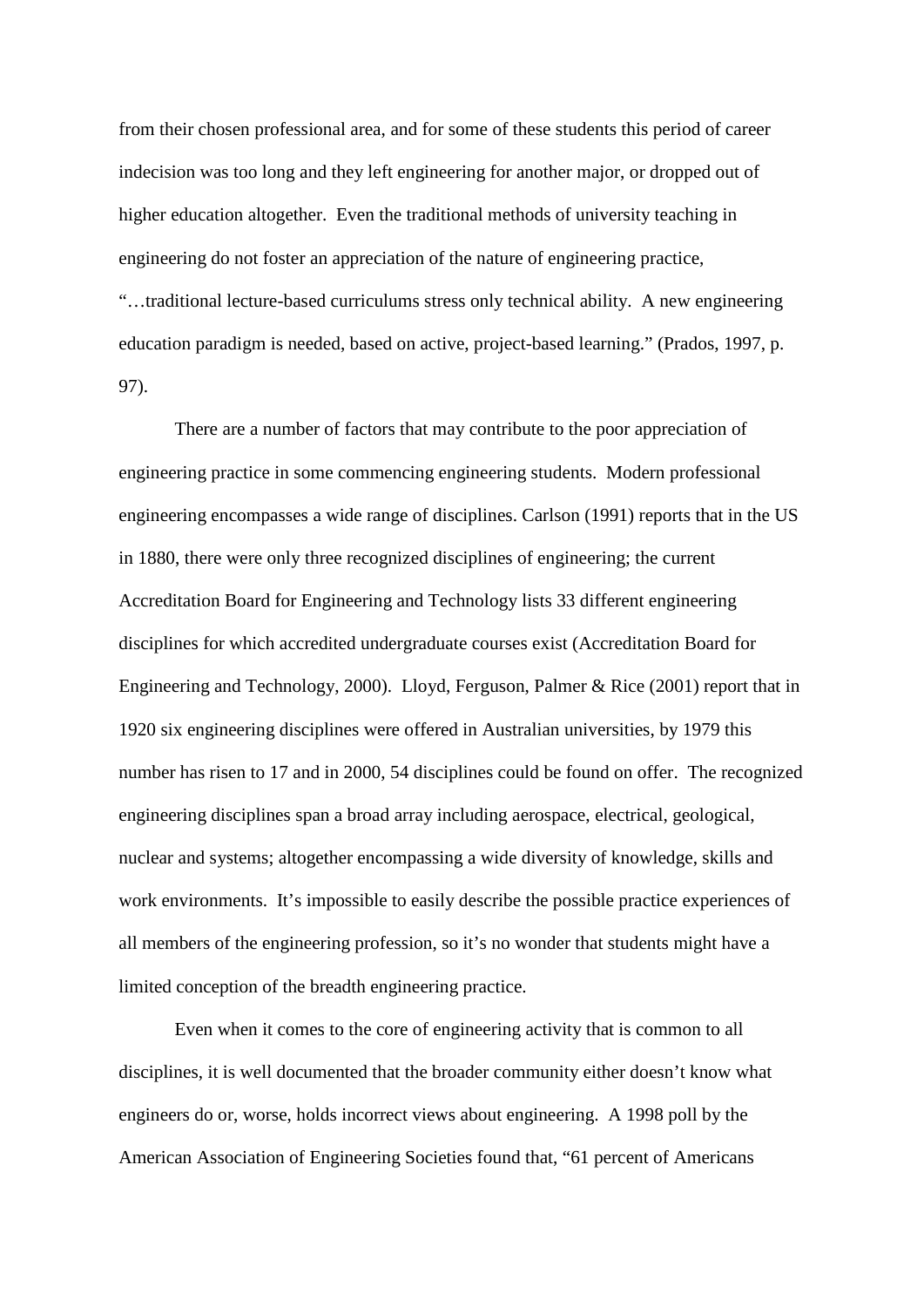from their chosen professional area, and for some of these students this period of career indecision was too long and they left engineering for another major, or dropped out of higher education altogether. Even the traditional methods of university teaching in engineering do not foster an appreciation of the nature of engineering practice, "…traditional lecture-based curriculums stress only technical ability. A new engineering education paradigm is needed, based on active, project-based learning." (Prados, 1997, p. 97).

There are a number of factors that may contribute to the poor appreciation of engineering practice in some commencing engineering students. Modern professional engineering encompasses a wide range of disciplines. Carlson (1991) reports that in the US in 1880, there were only three recognized disciplines of engineering; the current Accreditation Board for Engineering and Technology lists 33 different engineering disciplines for which accredited undergraduate courses exist (Accreditation Board for Engineering and Technology, 2000). Lloyd, Ferguson, Palmer & Rice (2001) report that in 1920 six engineering disciplines were offered in Australian universities, by 1979 this number has risen to 17 and in 2000, 54 disciplines could be found on offer. The recognized engineering disciplines span a broad array including aerospace, electrical, geological, nuclear and systems; altogether encompassing a wide diversity of knowledge, skills and work environments. It's impossible to easily describe the possible practice experiences of all members of the engineering profession, so it's no wonder that students might have a limited conception of the breadth engineering practice.

Even when it comes to the core of engineering activity that is common to all disciplines, it is well documented that the broader community either doesn't know what engineers do or, worse, holds incorrect views about engineering. A 1998 poll by the American Association of Engineering Societies found that, "61 percent of Americans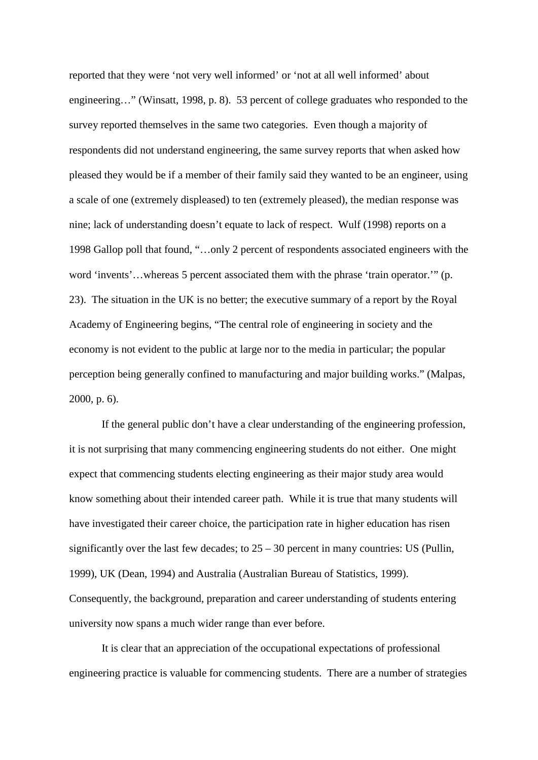reported that they were 'not very well informed' or 'not at all well informed' about engineering…" (Winsatt, 1998, p. 8). 53 percent of college graduates who responded to the survey reported themselves in the same two categories. Even though a majority of respondents did not understand engineering, the same survey reports that when asked how pleased they would be if a member of their family said they wanted to be an engineer, using a scale of one (extremely displeased) to ten (extremely pleased), the median response was nine; lack of understanding doesn't equate to lack of respect. Wulf (1998) reports on a 1998 Gallop poll that found, "…only 2 percent of respondents associated engineers with the word 'invents'…whereas 5 percent associated them with the phrase 'train operator.'" (p. 23). The situation in the UK is no better; the executive summary of a report by the Royal Academy of Engineering begins, "The central role of engineering in society and the economy is not evident to the public at large nor to the media in particular; the popular perception being generally confined to manufacturing and major building works." (Malpas, 2000, p. 6).

If the general public don't have a clear understanding of the engineering profession, it is not surprising that many commencing engineering students do not either. One might expect that commencing students electing engineering as their major study area would know something about their intended career path. While it is true that many students will have investigated their career choice, the participation rate in higher education has risen significantly over the last few decades; to 25 – 30 percent in many countries: US (Pullin, 1999), UK (Dean, 1994) and Australia (Australian Bureau of Statistics, 1999). Consequently, the background, preparation and career understanding of students entering university now spans a much wider range than ever before.

It is clear that an appreciation of the occupational expectations of professional engineering practice is valuable for commencing students. There are a number of strategies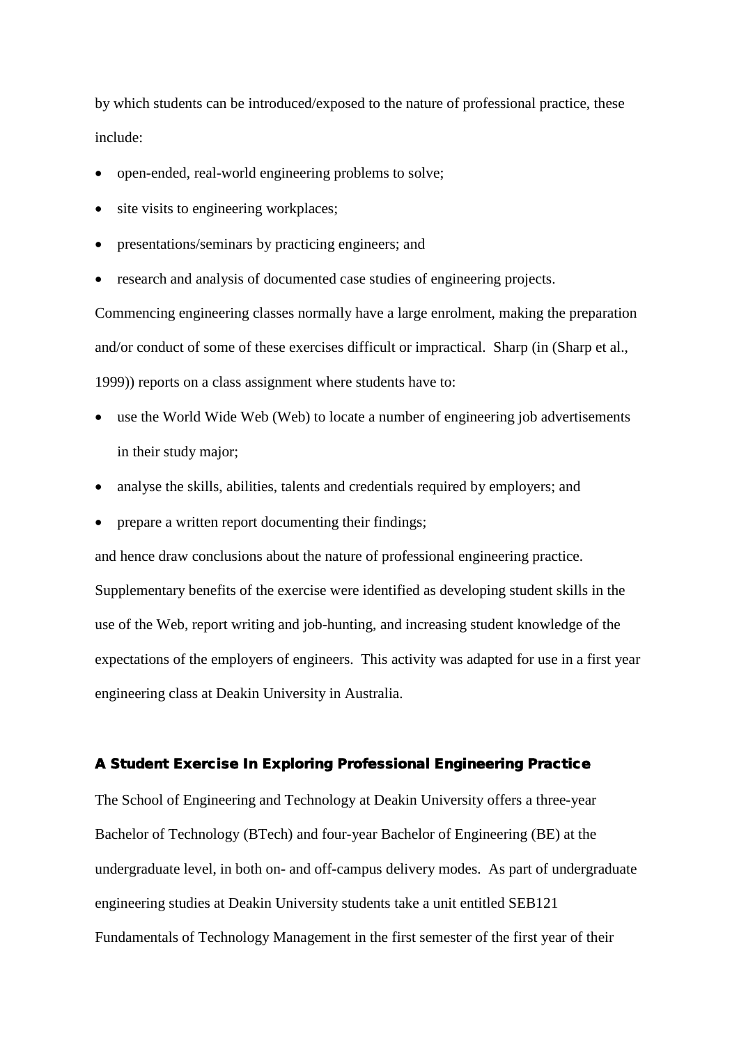by which students can be introduced/exposed to the nature of professional practice, these include:

- open-ended, real-world engineering problems to solve;
- site visits to engineering workplaces;
- presentations/seminars by practicing engineers; and
- research and analysis of documented case studies of engineering projects.

Commencing engineering classes normally have a large enrolment, making the preparation and/or conduct of some of these exercises difficult or impractical. Sharp (in (Sharp et al., 1999)) reports on a class assignment where students have to:

- use the World Wide Web (Web) to locate a number of engineering job advertisements in their study major;
- analyse the skills, abilities, talents and credentials required by employers; and
- prepare a written report documenting their findings;

and hence draw conclusions about the nature of professional engineering practice. Supplementary benefits of the exercise were identified as developing student skills in the use of the Web, report writing and job-hunting, and increasing student knowledge of the expectations of the employers of engineers. This activity was adapted for use in a first year engineering class at Deakin University in Australia.

## A Student Exercise In Exploring Professional Engineering Practice

The School of Engineering and Technology at Deakin University offers a three-year Bachelor of Technology (BTech) and four-year Bachelor of Engineering (BE) at the undergraduate level, in both on- and off-campus delivery modes. As part of undergraduate engineering studies at Deakin University students take a unit entitled SEB121 Fundamentals of Technology Management in the first semester of the first year of their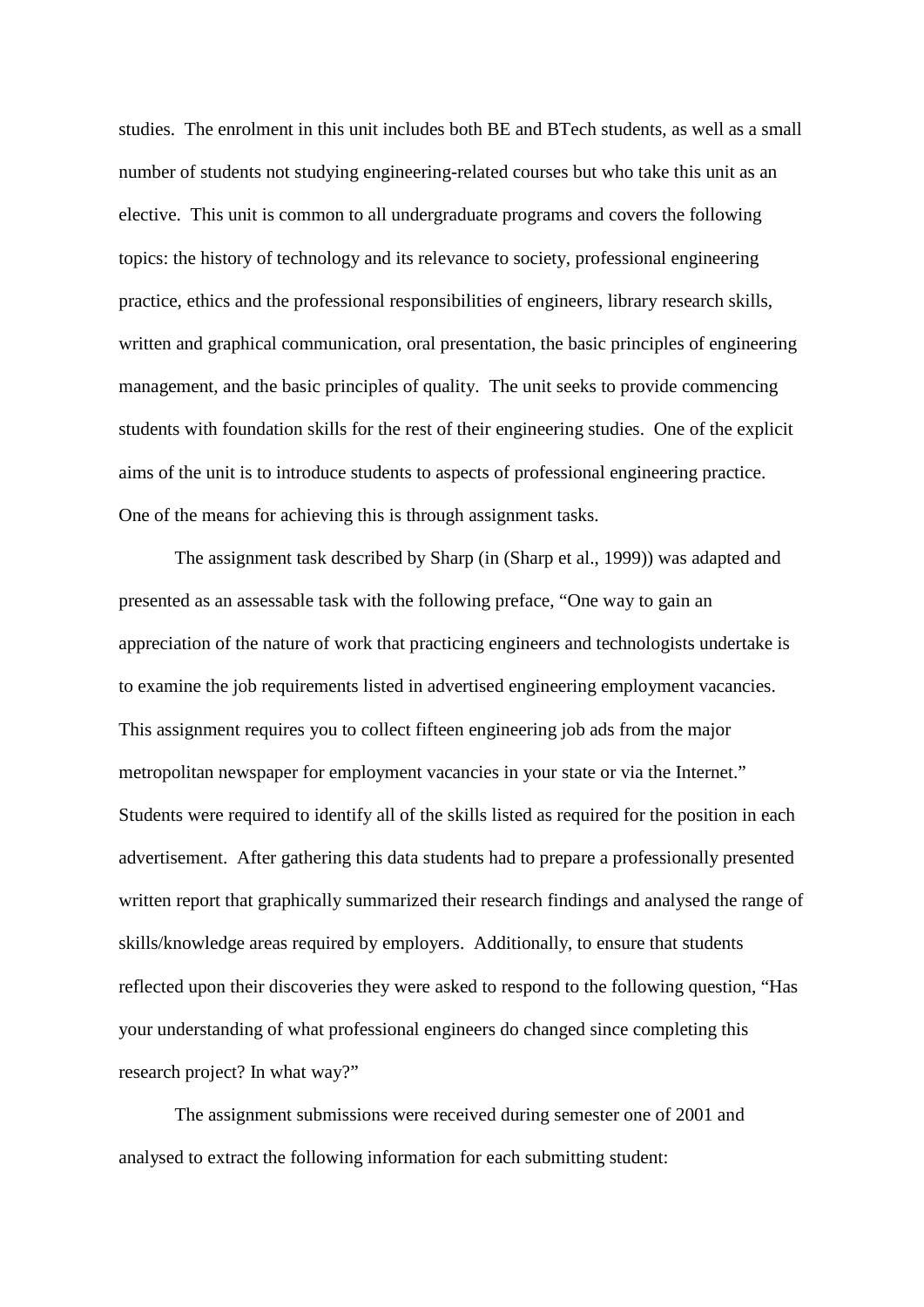studies. The enrolment in this unit includes both BE and BTech students, as well as a small number of students not studying engineering-related courses but who take this unit as an elective. This unit is common to all undergraduate programs and covers the following topics: the history of technology and its relevance to society, professional engineering practice, ethics and the professional responsibilities of engineers, library research skills, written and graphical communication, oral presentation, the basic principles of engineering management, and the basic principles of quality. The unit seeks to provide commencing students with foundation skills for the rest of their engineering studies. One of the explicit aims of the unit is to introduce students to aspects of professional engineering practice. One of the means for achieving this is through assignment tasks.

The assignment task described by Sharp (in (Sharp et al., 1999)) was adapted and presented as an assessable task with the following preface, "One way to gain an appreciation of the nature of work that practicing engineers and technologists undertake is to examine the job requirements listed in advertised engineering employment vacancies. This assignment requires you to collect fifteen engineering job ads from the major metropolitan newspaper for employment vacancies in your state or via the Internet." Students were required to identify all of the skills listed as required for the position in each advertisement. After gathering this data students had to prepare a professionally presented written report that graphically summarized their research findings and analysed the range of skills/knowledge areas required by employers. Additionally, to ensure that students reflected upon their discoveries they were asked to respond to the following question, "Has your understanding of what professional engineers do changed since completing this research project? In what way?"

The assignment submissions were received during semester one of 2001 and analysed to extract the following information for each submitting student: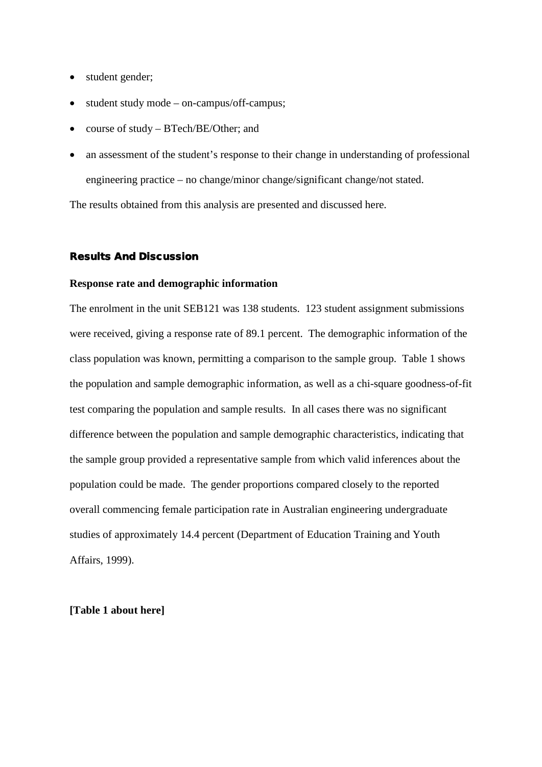- student gender;
- student study mode – on-campus/off-campus;
- course of study – BTech/BE/Other; and
- an assessment of the student's response to their change in understanding of professional engineering practice – no change/minor change/significant change/not stated.

The results obtained from this analysis are presented and discussed here.

## Results And Discussion

### Response rate and demographic information

The enrolment in the unit SEB121 was 138 students. 123 student assignment submissions were received, giving a response rate of 89.1 percent. The demographic information of the class population was known, permitting a comparison to the sample group. Table 1 shows the population and sample demographic information, as well as a chi-square goodness-of-fit test comparing the population and sample results. In all cases there was no significant difference between the population and sample demographic characteristics, indicating that the sample group provided a representative sample from which valid inferences about the population could be made. The gender proportions compared closely to the reported overall commencing female participation rate in Australian engineering undergraduate studies of approximately 14.4 percent (Department of Education Training and Youth Affairs, 1999).

**[Table 1 about here]**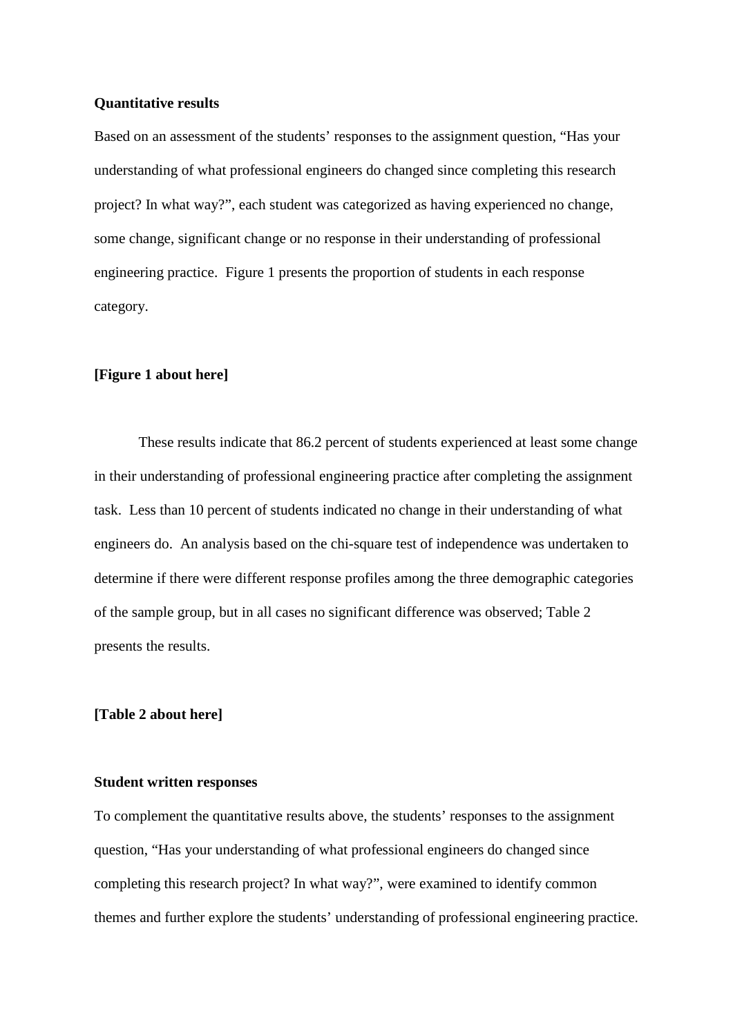**Quantitative results**

Based on an assessment of the students' responses to the assignment question, "Has your understanding of what professional engineers do changed since completing this research project? In what way?", each student was categorized as having experienced no change, some change, significant change or no response in their understanding of professional engineering practice. Figure 1 presents the proportion of students in each response category.

**[Figure 1 about here]**

These results indicate that 86.2 percent of students experienced at least some change in their understanding of professional engineering practice after completing the assignment task. Less than 10 percent of students indicated no change in their understanding of what engineers do. An analysis based on the chi-square test of independence was undertaken to determine if there were different response profiles among the three demographic categories of the sample group, but in all cases no significant difference was observed; Table 2 presents the results.

**[Table 2 about here]**

**Student written responses**

To complement the quantitative results above, the students' responses to the assignment question, "Has your understanding of what professional engineers do changed since completing this research project? In what way?", were examined to identify common themes and further explore the students' understanding of professional engineering practice.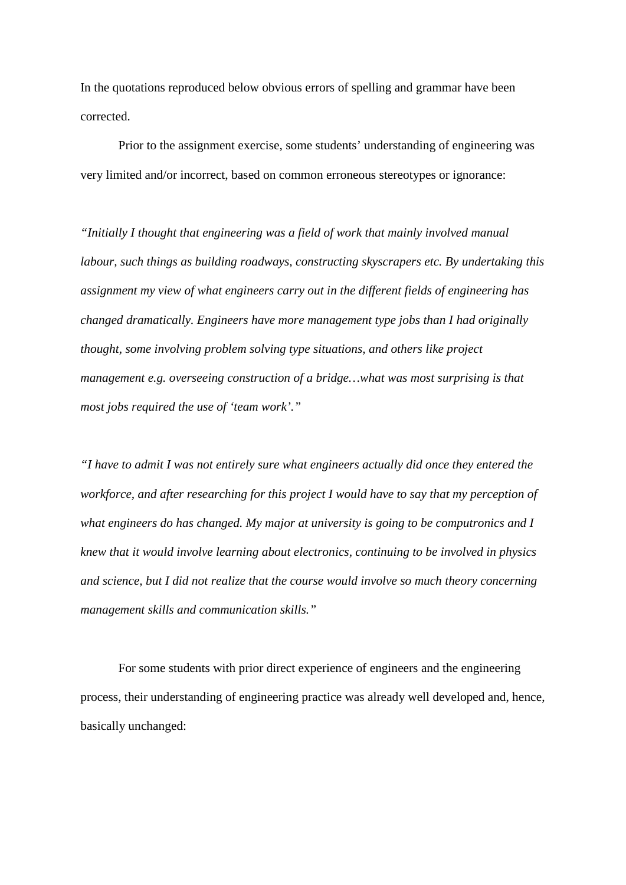In the quotations reproduced below obvious errors of spelling and grammar have been corrected.

Prior to the assignment exercise, some students' understanding of engineering was very limited and/or incorrect, based on common erroneous stereotypes or ignorance:

*"Initially I thought that engineering was a field of work that mainly involved manual labour, such things as building roadways, constructing skyscrapers etc. By undertaking this assignment my view of what engineers carry out in the different fields of engineering has changed dramatically. Engineers have more management type jobs than I had originally thought, some involving problem solving type situations, and others like project management e.g. overseeing construction of a bridge…what was most surprising is that most jobs required the use of 'team work'."*

*"I have to admit I was not entirely sure what engineers actually did once they entered the workforce, and after researching for this project I would have to say that my perception of what engineers do has changed. My major at university is going to be computronics and I knew that it would involve learning about electronics, continuing to be involved in physics and science, but I did not realize that the course would involve so much theory concerning management skills and communication skills."*

For some students with prior direct experience of engineers and the engineering process, their understanding of engineering practice was already well developed and, hence, basically unchanged: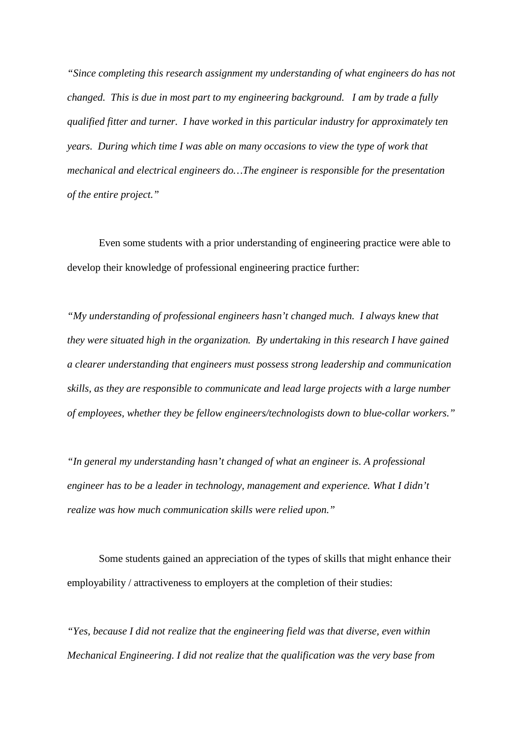*"Since completing this research assignment my understanding of what engineers do has not changed. This is due in most part to my engineering background. I am by trade a fully qualified fitter and turner. I have worked in this particular industry for approximately ten years. During which time I was able on many occasions to view the type of work that mechanical and electrical engineers do…The engineer is responsible for the presentation of the entire project."*

Even some students with a prior understanding of engineering practice were able to develop their knowledge of professional engineering practice further:

*"My understanding of professional engineers hasn't changed much. I always knew that they were situated high in the organization. By undertaking in this research I have gained a clearer understanding that engineers must possess strong leadership and communication skills, as they are responsible to communicate and lead large projects with a large number of employees, whether they be fellow engineers/technologists down to blue-collar workers."*

*"In general my understanding hasn't changed of what an engineer is. A professional engineer has to be a leader in technology, management and experience. What I didn't realize was how much communication skills were relied upon."*

Some students gained an appreciation of the types of skills that might enhance their employability / attractiveness to employers at the completion of their studies:

*"Yes, because I did not realize that the engineering field was that diverse, even within Mechanical Engineering. I did not realize that the qualification was the very base from*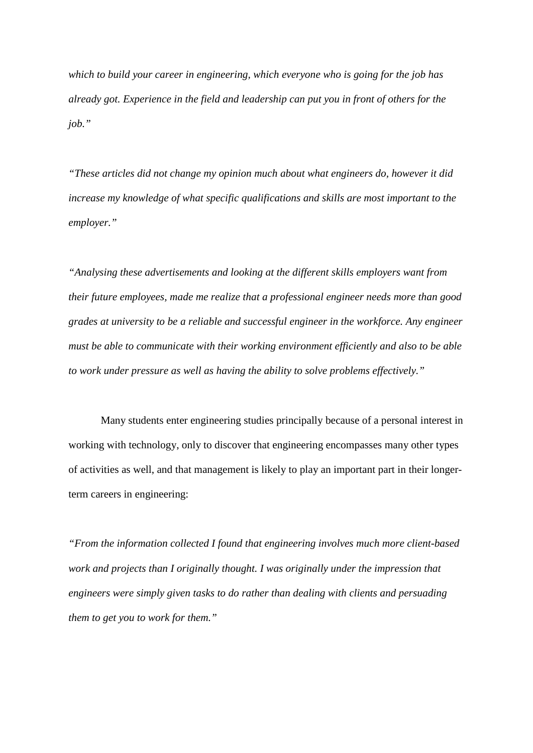*which to build your career in engineering, which everyone who is going for the job has already got. Experience in the field and leadership can put you in front of others for the job."*

*"These articles did not change my opinion much about what engineers do, however it did increase my knowledge of what specific qualifications and skills are most important to the employer."*

*"Analysing these advertisements and looking at the different skills employers want from their future employees, made me realize that a professional engineer needs more than good grades at university to be a reliable and successful engineer in the workforce. Any engineer must be able to communicate with their working environment efficiently and also to be able to work under pressure as well as having the ability to solve problems effectively."*

Many students enter engineering studies principally because of a personal interest in working with technology, only to discover that engineering encompasses many other types of activities as well, and that management is likely to play an important part in their longer-term careers in engineering:

*"From the information collected I found that engineering involves much more client-based work and projects than I originally thought. I was originally under the impression that engineers were simply given tasks to do rather than dealing with clients and persuading them to get you to work for them."*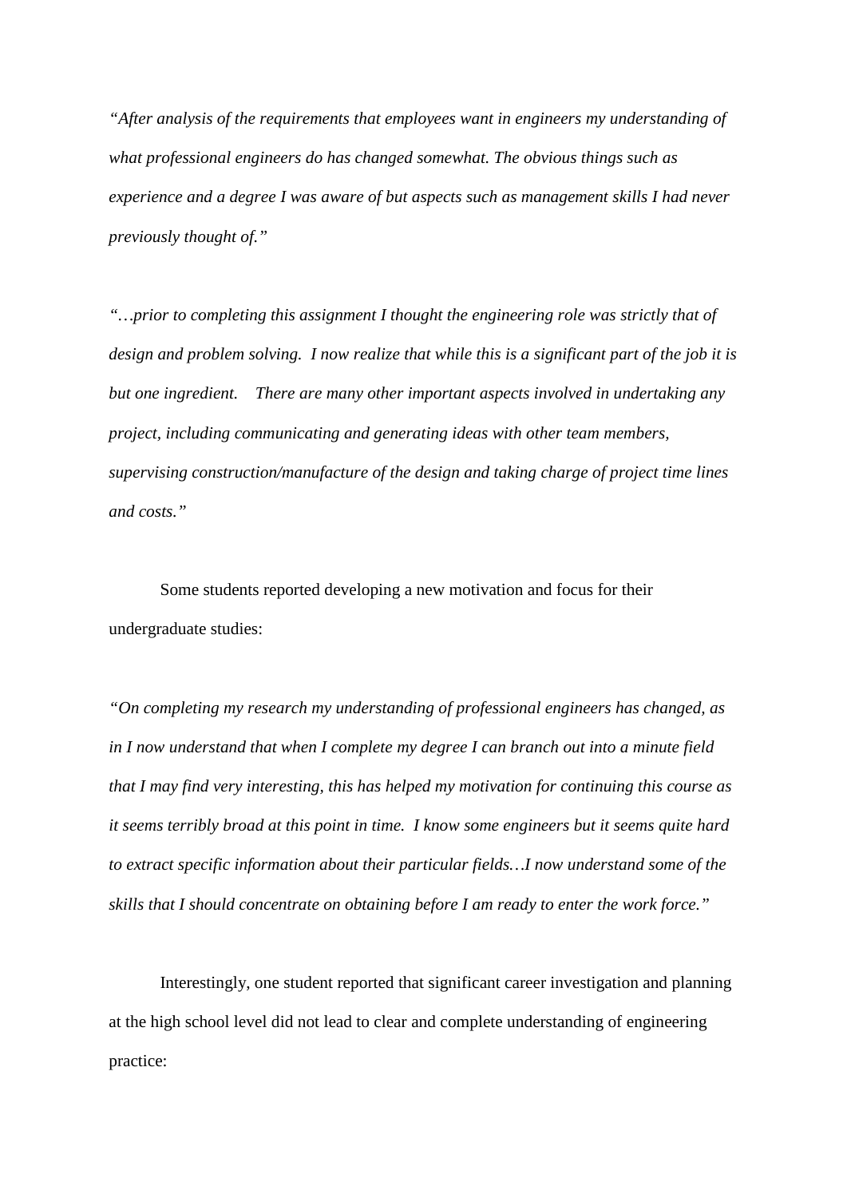*"After analysis of the requirements that employees want in engineers my understanding of what professional engineers do has changed somewhat. The obvious things such as experience and a degree I was aware of but aspects such as management skills I had never previously thought of."*

*"…prior to completing this assignment I thought the engineering role was strictly that of design and problem solving. I now realize that while this is a significant part of the job it is but one ingredient. There are many other important aspects involved in undertaking any project, including communicating and generating ideas with other team members, supervising construction/manufacture of the design and taking charge of project time lines and costs."*

Some students reported developing a new motivation and focus for their undergraduate studies:

*"On completing my research my understanding of professional engineers has changed, as in I now understand that when I complete my degree I can branch out into a minute field that I may find very interesting, this has helped my motivation for continuing this course as it seems terribly broad at this point in time. I know some engineers but it seems quite hard to extract specific information about their particular fields…I now understand some of the skills that I should concentrate on obtaining before I am ready to enter the work force."*

Interestingly, one student reported that significant career investigation and planning at the high school level did not lead to clear and complete understanding of engineering practice: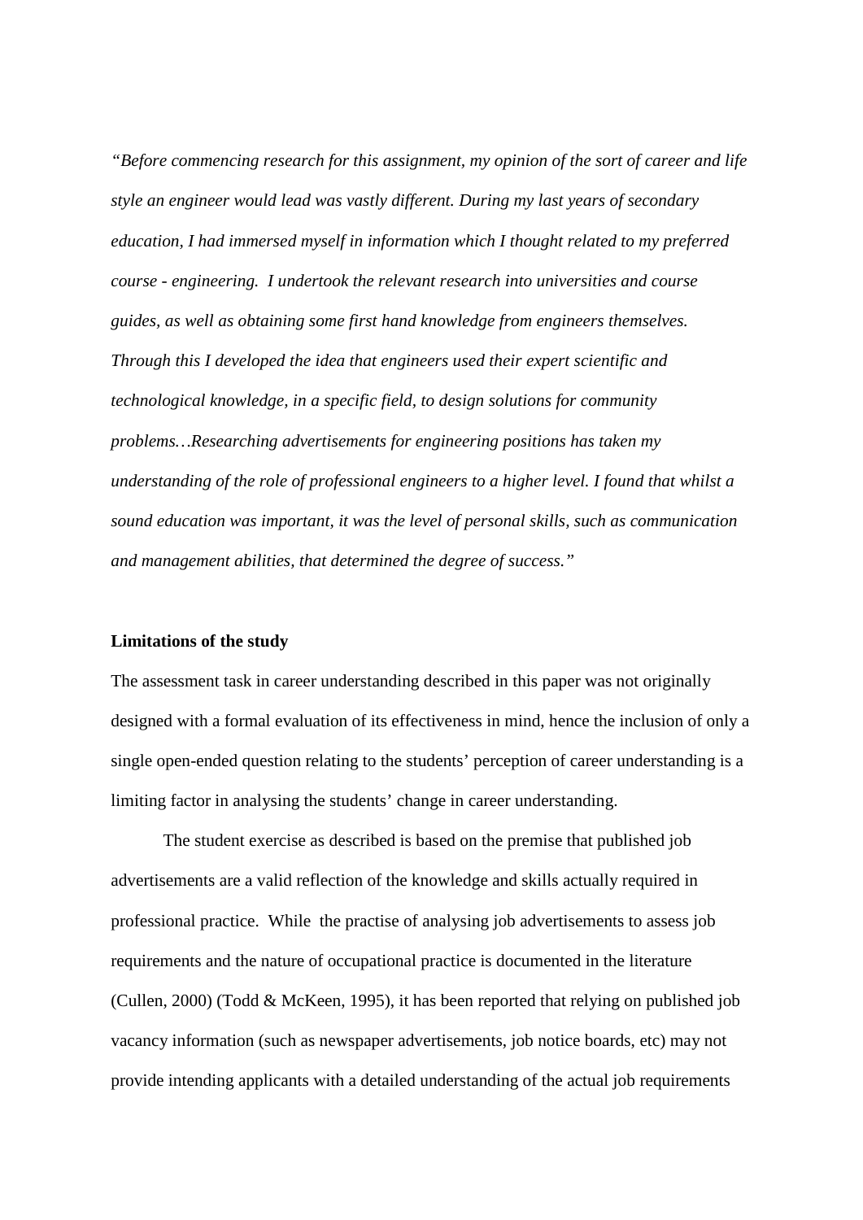*"Before commencing research for this assignment, my opinion of the sort of career and life style an engineer would lead was vastly different. During my last years of secondary education, I had immersed myself in information which I thought related to my preferred course - engineering. I undertook the relevant research into universities and course guides, as well as obtaining some first hand knowledge from engineers themselves. Through this I developed the idea that engineers used their expert scientific and technological knowledge, in a specific field, to design solutions for community problems…Researching advertisements for engineering positions has taken my understanding of the role of professional engineers to a higher level. I found that whilst a sound education was important, it was the level of personal skills, such as communication and management abilities, that determined the degree of success."*

**Limitations of the study**

The assessment task in career understanding described in this paper was not originally designed with a formal evaluation of its effectiveness in mind, hence the inclusion of only a single open-ended question relating to the students' perception of career understanding is a limiting factor in analysing the students' change in career understanding.

The student exercise as described is based on the premise that published job advertisements are a valid reflection of the knowledge and skills actually required in professional practice. While the practise of analysing job advertisements to assess job requirements and the nature of occupational practice is documented in the literature (Cullen, 2000) (Todd & McKeen, 1995), it has been reported that relying on published job vacancy information (such as newspaper advertisements, job notice boards, etc) may not provide intending applicants with a detailed understanding of the actual job requirements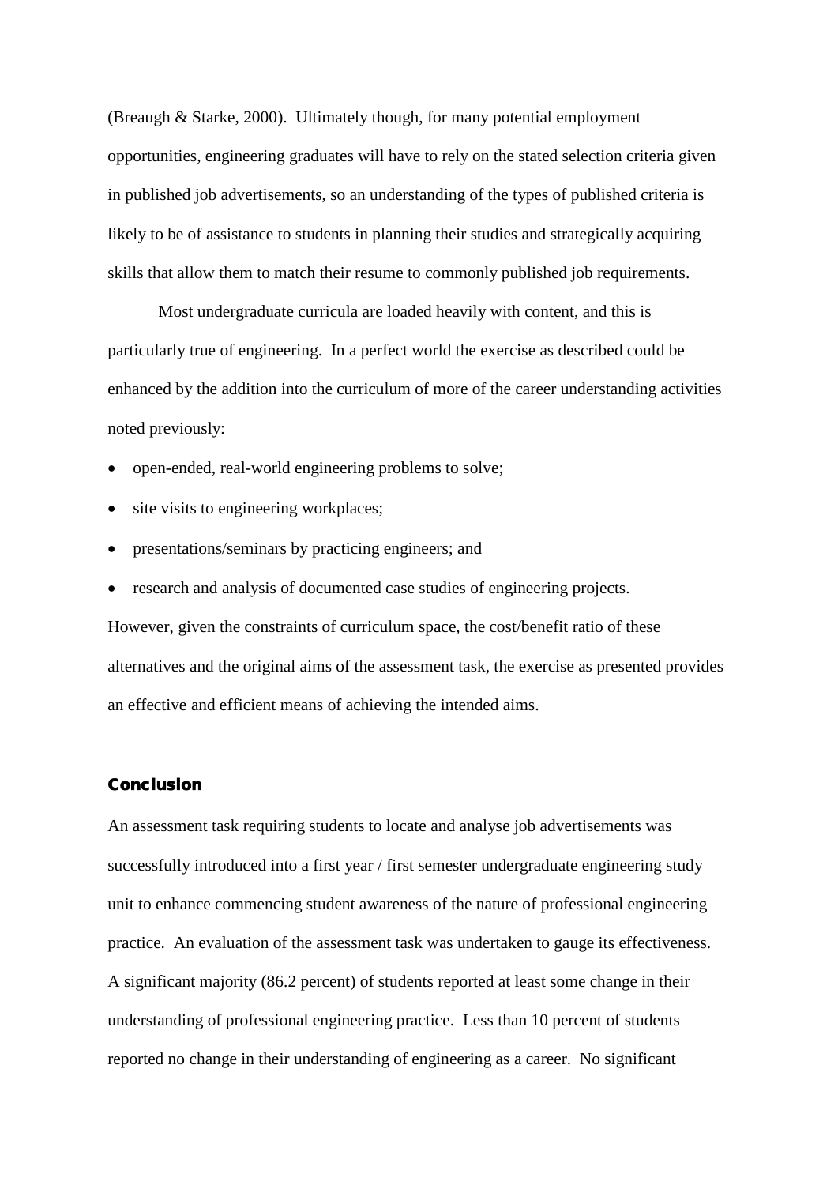(Breaugh & Starke, 2000). Ultimately though, for many potential employment opportunities, engineering graduates will have to rely on the stated selection criteria given in published job advertisements, so an understanding of the types of published criteria is likely to be of assistance to students in planning their studies and strategically acquiring skills that allow them to match their resume to commonly published job requirements.

Most undergraduate curricula are loaded heavily with content, and this is particularly true of engineering. In a perfect world the exercise as described could be enhanced by the addition into the curriculum of more of the career understanding activities noted previously:

- open-ended, real-world engineering problems to solve;
- site visits to engineering workplaces;
- presentations/seminars by practicing engineers; and
- research and analysis of documented case studies of engineering projects.

However, given the constraints of curriculum space, the cost/benefit ratio of these alternatives and the original aims of the assessment task, the exercise as presented provides an effective and efficient means of achieving the intended aims.

## Conclusion

An assessment task requiring students to locate and analyse job advertisements was successfully introduced into a first year / first semester undergraduate engineering study unit to enhance commencing student awareness of the nature of professional engineering practice. An evaluation of the assessment task was undertaken to gauge its effectiveness. A significant majority (86.2 percent) of students reported at least some change in their understanding of professional engineering practice. Less than 10 percent of students reported no change in their understanding of engineering as a career. No significant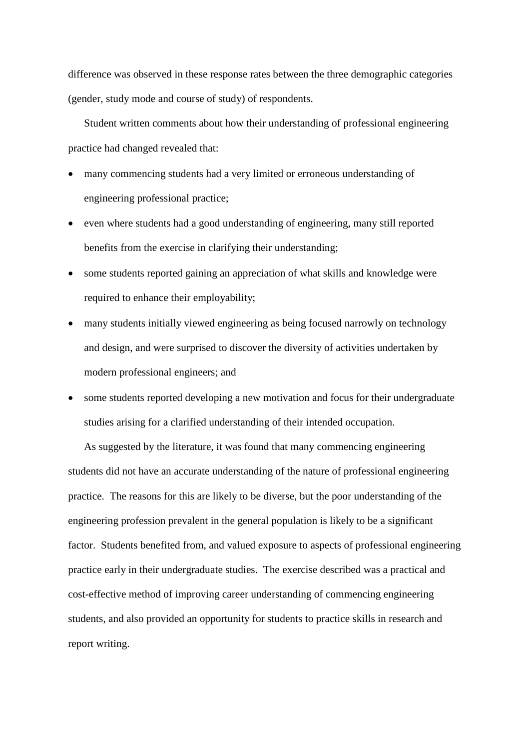difference was observed in these response rates between the three demographic categories (gender, study mode and course of study) of respondents.

Student written comments about how their understanding of professional engineering practice had changed revealed that:

- many commencing students had a very limited or erroneous understanding of engineering professional practice;
- even where students had a good understanding of engineering, many still reported benefits from the exercise in clarifying their understanding;
- some students reported gaining an appreciation of what skills and knowledge were required to enhance their employability;
- many students initially viewed engineering as being focused narrowly on technology and design, and were surprised to discover the diversity of activities undertaken by modern professional engineers; and
- some students reported developing a new motivation and focus for their undergraduate studies arising for a clarified understanding of their intended occupation.

As suggested by the literature, it was found that many commencing engineering students did not have an accurate understanding of the nature of professional engineering practice. The reasons for this are likely to be diverse, but the poor understanding of the engineering profession prevalent in the general population is likely to be a significant factor. Students benefited from, and valued exposure to aspects of professional engineering practice early in their undergraduate studies. The exercise described was a practical and cost-effective method of improving career understanding of commencing engineering students, and also provided an opportunity for students to practice skills in research and report writing.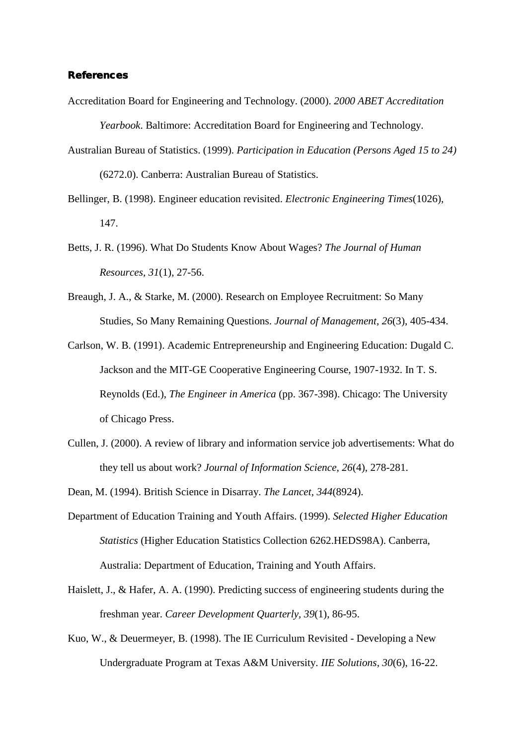**References**

Accreditation Board for Engineering and Technology. (2000). *2000 ABET Accreditation Yearbook*. Baltimore: Accreditation Board for Engineering and Technology.

Australian Bureau of Statistics. (1999). *Participation in Education (Persons Aged 15 to 24)* (6272.0). Canberra: Australian Bureau of Statistics.

Bellinger, B. (1998). Engineer education revisited. *Electronic Engineering Times*(1026), 147.

Betts, J. R. (1996). What Do Students Know About Wages? *The Journal of Human Resources, 31*(1), 27-56.

Breaugh, J. A., & Starke, M. (2000). Research on Employee Recruitment: So Many Studies, So Many Remaining Questions. *Journal of Management, 26*(3), 405-434.

Carlson, W. B. (1991). Academic Entrepreneurship and Engineering Education: Dugald C. Jackson and the MIT-GE Cooperative Engineering Course, 1907-1932. In T. S. Reynolds (Ed.), *The Engineer in America* (pp. 367-398). Chicago: The University of Chicago Press.

Cullen, J. (2000). A review of library and information service job advertisements: What do they tell us about work? *Journal of Information Science, 26*(4), 278-281.

Dean, M. (1994). British Science in Disarray. *The Lancet, 344*(8924).

Department of Education Training and Youth Affairs. (1999). *Selected Higher Education Statistics* (Higher Education Statistics Collection 6262.HEDS98A). Canberra, Australia: Department of Education, Training and Youth Affairs.

Haislett, J., & Hafer, A. A. (1990). Predicting success of engineering students during the freshman year. *Career Development Quarterly, 39*(1), 86-95.

Kuo, W., & Deuermeyer, B. (1998). The IE Curriculum Revisited - Developing a New Undergraduate Program at Texas A&M University. *IIE Solutions, 30*(6), 16-22.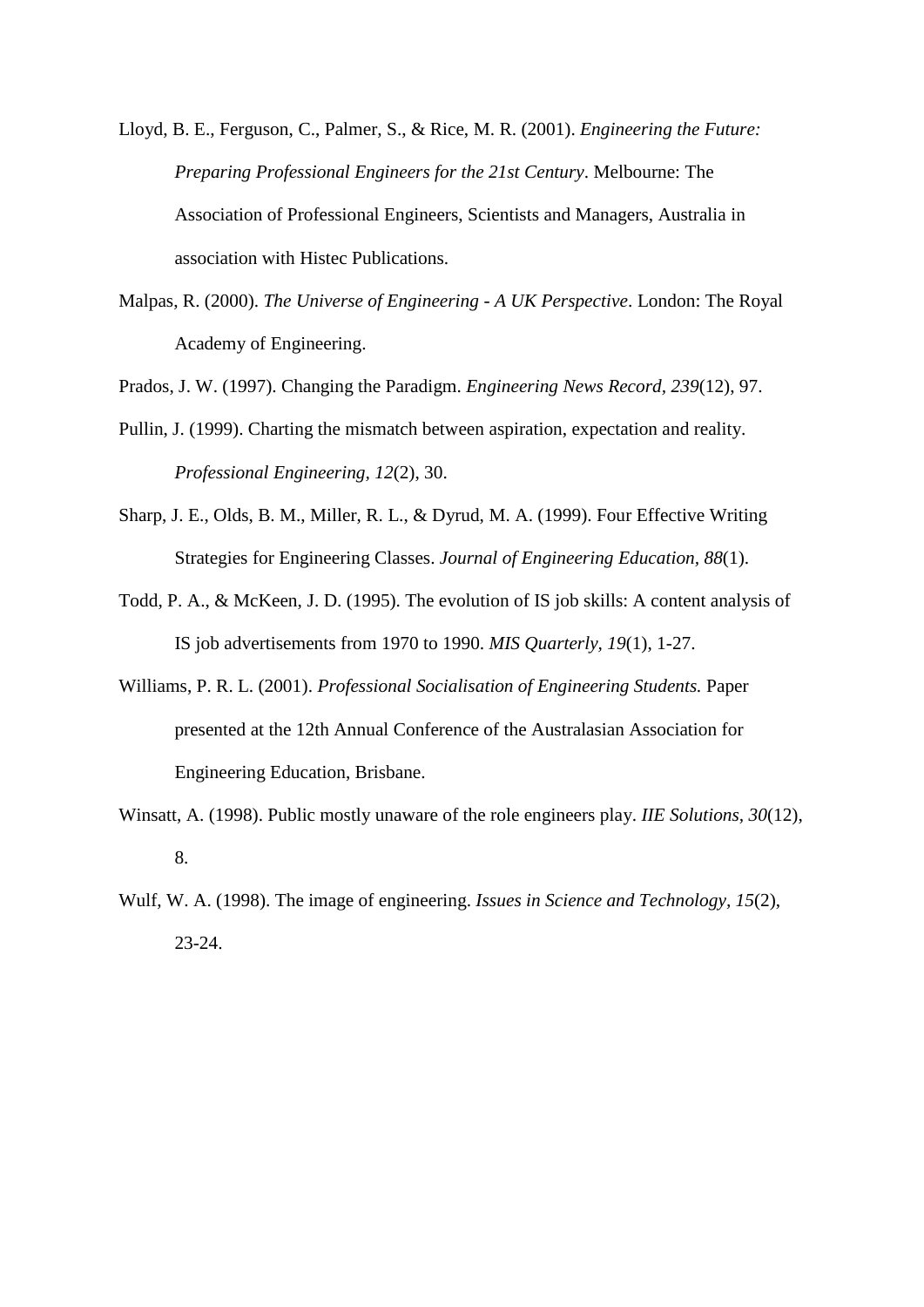Lloyd, B. E., Ferguson, C., Palmer, S., & Rice, M. R. (2001). *Engineering the Future: Preparing Professional Engineers for the 21st Century*. Melbourne: The Association of Professional Engineers, Scientists and Managers, Australia in association with Histec Publications.

Malpas, R. (2000). *The Universe of Engineering - A UK Perspective*. London: The Royal Academy of Engineering.

Prados, J. W. (1997). Changing the Paradigm. *Engineering News Record, 239*(12), 97.

Pullin, J. (1999). Charting the mismatch between aspiration, expectation and reality. *Professional Engineering, 12*(2), 30.

Sharp, J. E., Olds, B. M., Miller, R. L., & Dyrud, M. A. (1999). Four Effective Writing Strategies for Engineering Classes. *Journal of Engineering Education, 88*(1).

Todd, P. A., & McKeen, J. D. (1995). The evolution of IS job skills: A content analysis of IS job advertisements from 1970 to 1990. *MIS Quarterly, 19*(1), 1-27.

Williams, P. R. L. (2001). *Professional Socialisation of Engineering Students.* Paper presented at the 12th Annual Conference of the Australasian Association for Engineering Education, Brisbane.

Winsatt, A. (1998). Public mostly unaware of the role engineers play. *IIE Solutions, 30*(12), 8.

Wulf, W. A. (1998). The image of engineering. *Issues in Science and Technology, 15*(2), 23-24.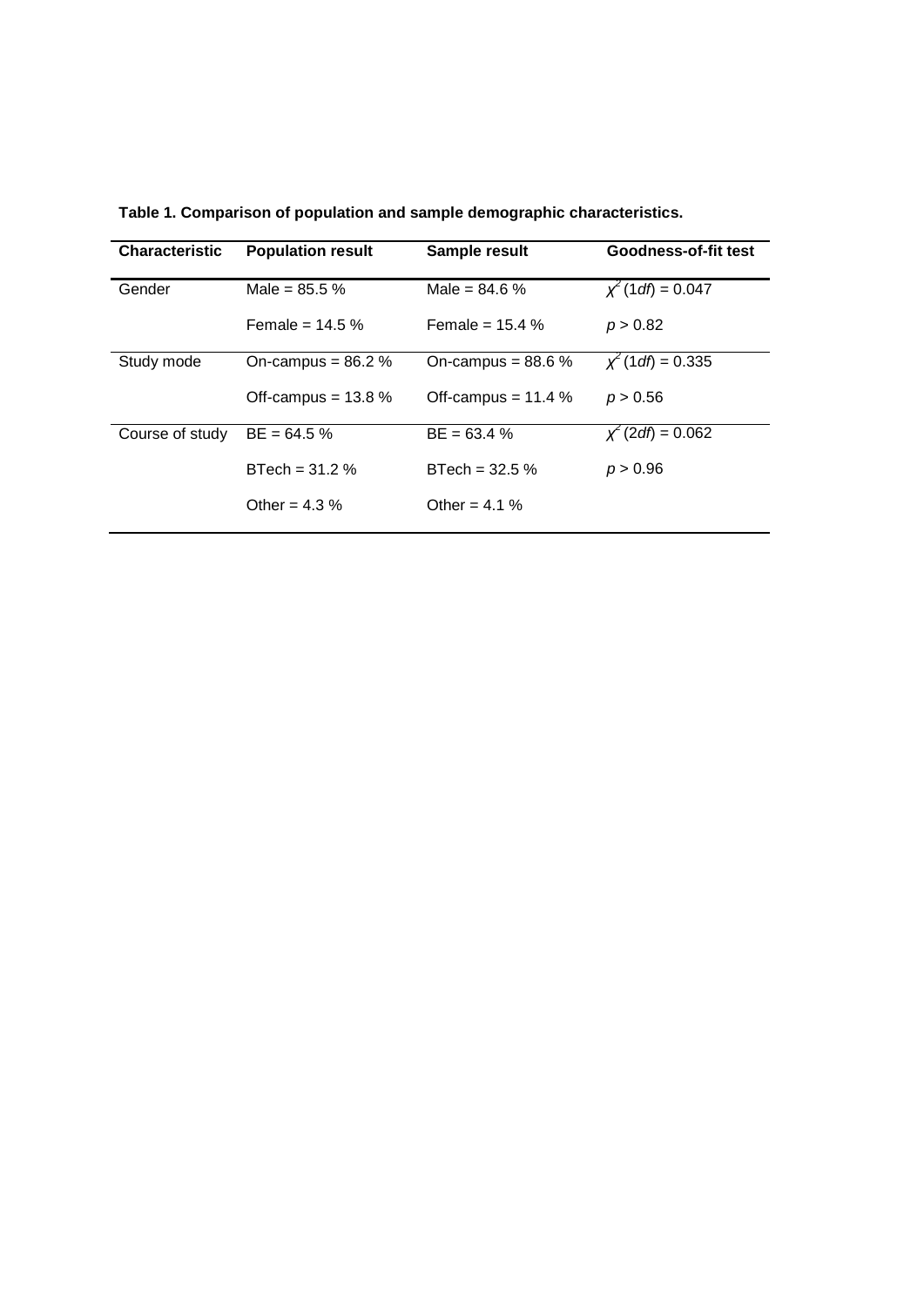**Table 1. Comparison of population and sample demographic characteristics.**

| Characteristic | Population result | Sample result | Goodness-of-fit test |
|---|---|---|---|
| Gender | Male = 85.5 % | Male = 84.6 % | $\chi^2$ (1*df*) = 0.047 |
| | Female = 14.5 % | Female = 15.4 % | $p > 0.82$ |
| Study mode | On-campus = 86.2 % | On-campus = 88.6 % | $\chi^2$ (1*df*) = 0.335 |
| | Off-campus = 13.8 % | Off-campus = 11.4 % | $p > 0.56$ |
| Course of study | BE = 64.5 % | BE = 63.4 % | $\chi^2$ (2*df*) = 0.062 |
| | BTech = 31.2 % | BTech = 32.5 % | $p > 0.96$ |
| | Other = 4.3 % | Other = 4.1 % | |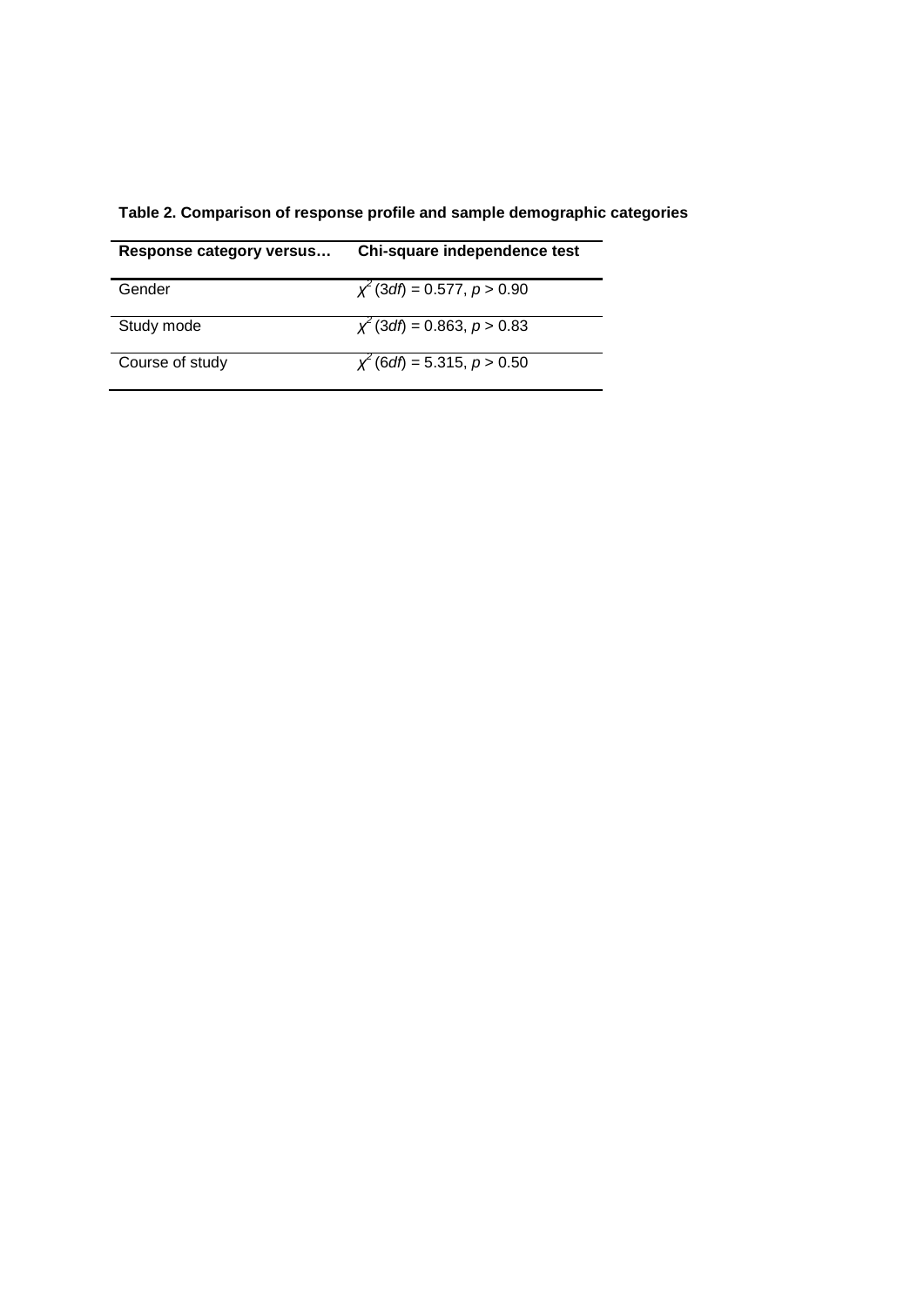**Table 2. Comparison of response profile and sample demographic categories**

| Response category versus… | Chi-square independence test |
|---|---|
| Gender | $\chi^2 (3df) = 0.577, p > 0.90$ |
| Study mode | $\chi^2 (3df) = 0.863, p > 0.83$ |
| Course of study | $\chi^2 (6df) = 5.315, p > 0.50$ |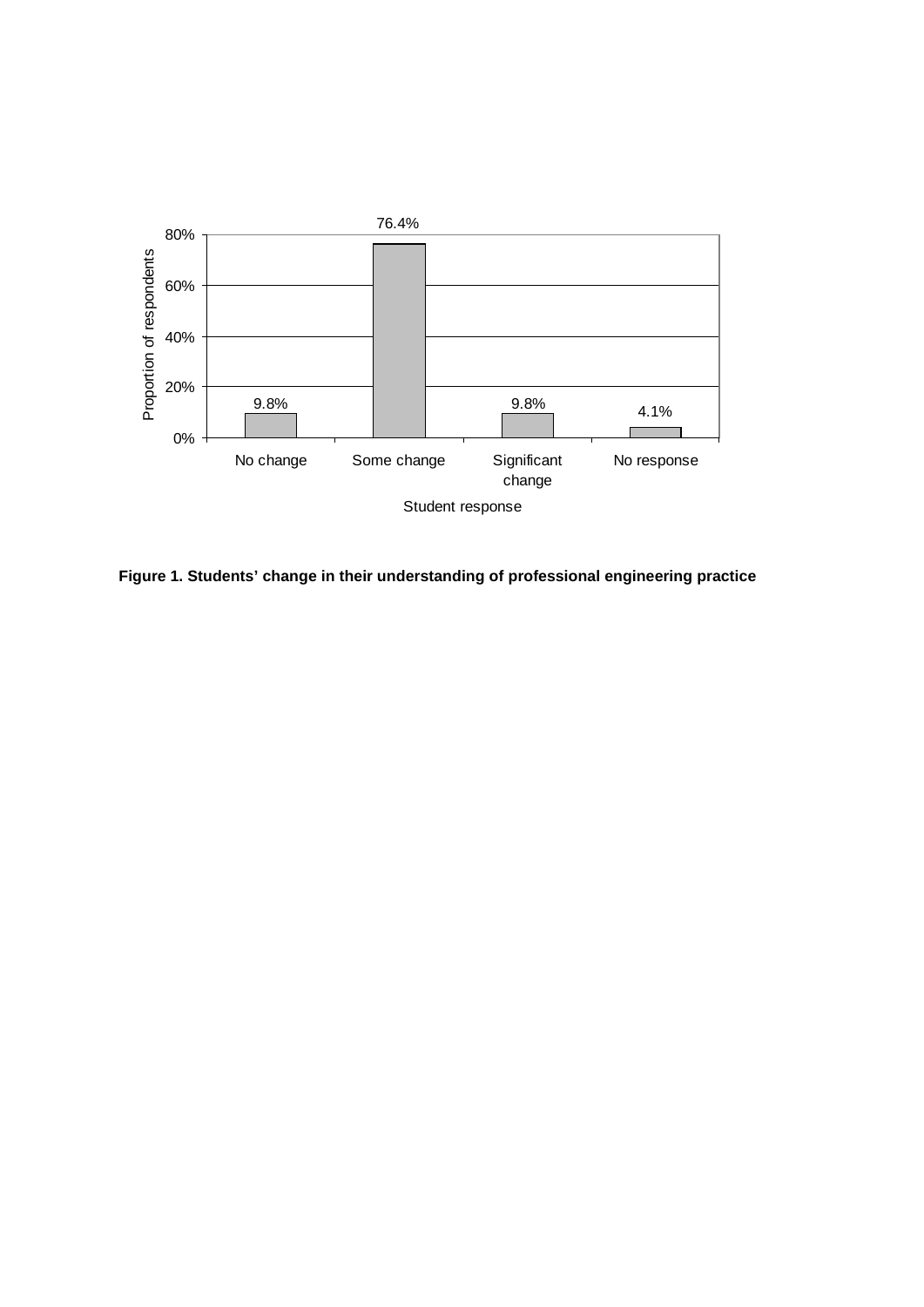76.4%

80%

60%

40%

20%

0%

Proportion of respondents

9.8%

9.8%

4.1%

No change

Some change

Significant change

No response

Student response

**Figure 1. Students' change in their understanding of professional engineering practice**